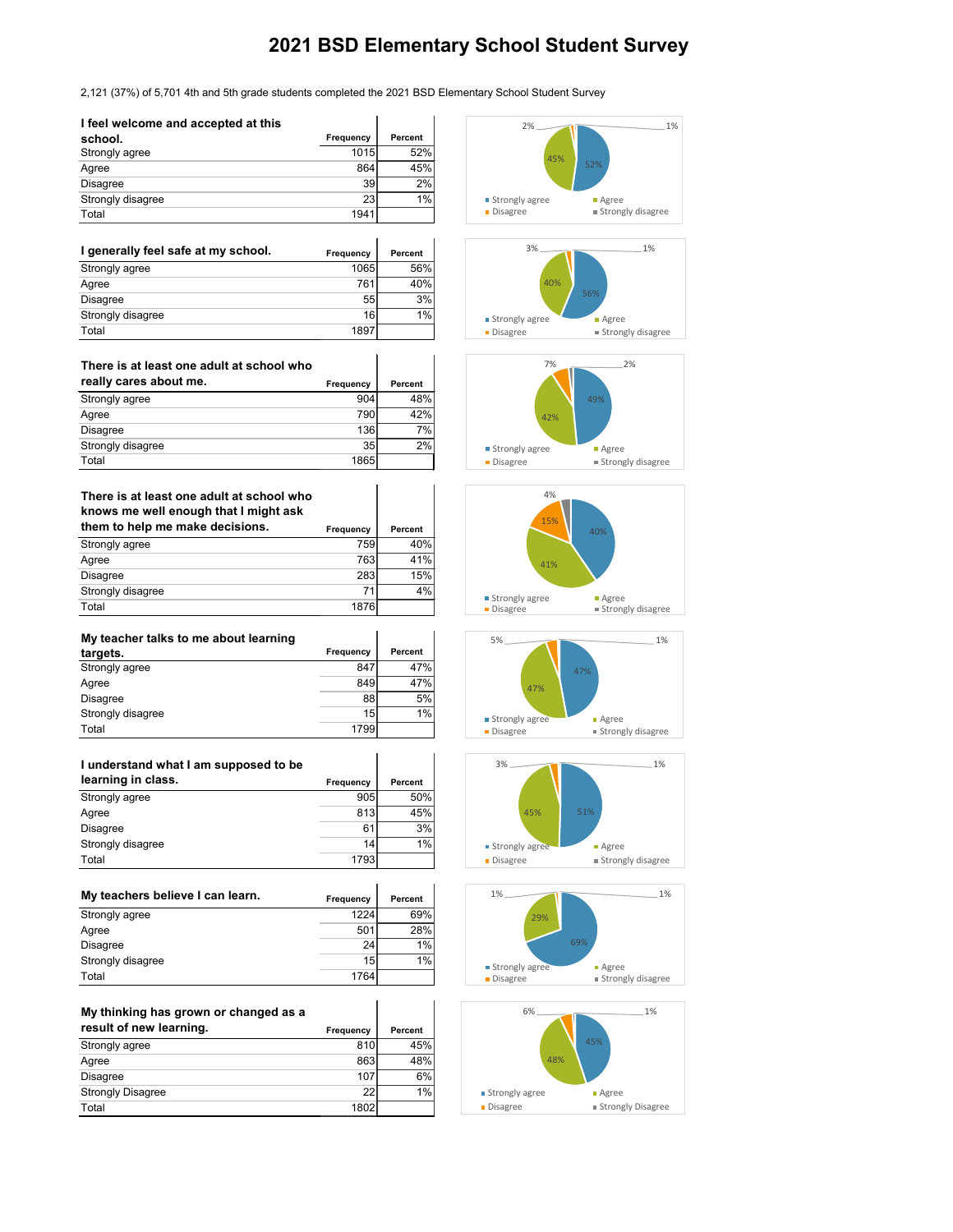# 2021 BSD Elementary School Student Survey

2,121 (37%) of 5,701 4th and 5th grade students completed the 2021 BSD Elementary School Student Survey

| I feel welcome and accepted at this school. | Frequency | Percent |
|---|---|---|
| Strongly agree | 1015 | 52% |
| Agree | 864 | 45% |
| Disagree | 39 | 2% |
| Strongly disagree | 23 | 1% |
| Total | 1941 | |

| I generally feel safe at my school. | Frequency | Percent |
|---|---|---|
| Strongly agree | 1065 | 56% |
| Agree | 761 | 40% |
| Disagree | 55 | 3% |
| Strongly disagree | 16 | 1% |
| Total | 1897 | |

| There is at least one adult at school who really cares about me. | Frequency | Percent |
|---|---|---|
| Strongly agree | 904 | 48% |
| Agree | 790 | 42% |
| Disagree | 136 | 7% |
| Strongly disagree | 35 | 2% |
| Total | 1865 | |

| There is at least one adult at school who knows me well enough that I might ask them to help me make decisions. | Frequency | Percent |
|---|---|---|
| Strongly agree | 759 | 40% |
| Agree | 763 | 41% |
| Disagree | 283 | 15% |
| Strongly disagree | 71 | 4% |
| Total | 1876 | |

| My teacher talks to me about learning targets. | Frequency | Percent |
|---|---|---|
| Strongly agree | 847 | 47% |
| Agree | 849 | 47% |
| Disagree | 88 | 5% |
| Strongly disagree | 15 | 1% |
| Total | 1799 | |

| I understand what I am supposed to be learning in class. | Frequency | Percent |
|---|---|---|
| Strongly agree | 905 | 50% |
| Agree | 813 | 45% |
| Disagree | 61 | 3% |
| Strongly disagree | 14 | 1% |
| Total | 1793 | |

| My teachers believe I can learn. | Frequency | Percent |
|---|---|---|
| Strongly agree | 1224 | 69% |
| Agree | 501 | 28% |
| Disagree | 24 | 1% |
| Strongly disagree | 15 | 1% |
| Total | 1764 | |

| My thinking has grown or changed as a result of new learning. | Frequency | Percent |
|---|---|---|
| Strongly agree | 810 | 45% |
| Agree | 863 | 48% |
| Disagree | 107 | 6% |
| Strongly Disagree | 22 | 1% |
| Total | 1802 | |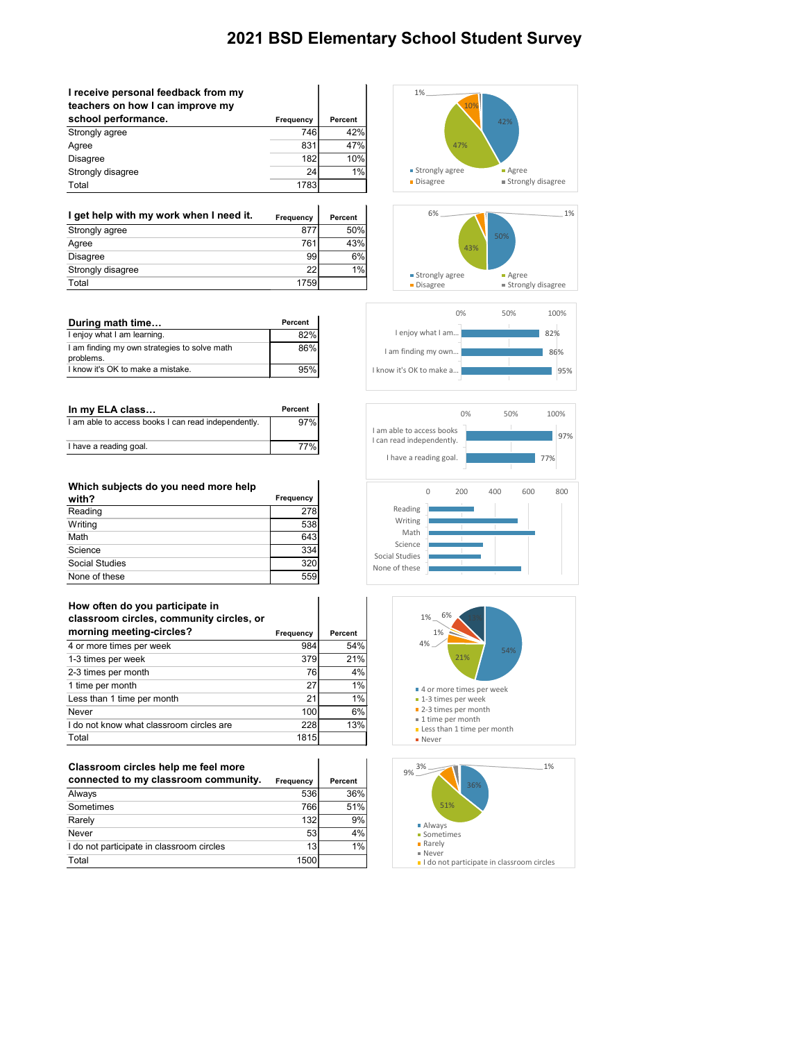# 2021 BSD Elementary School Student Survey

| I receive personal feedback from my teachers on how I can improve my school performance. | Frequency | Percent |
|---|---|---|
| Strongly agree | 746 | 42% |
| Agree | 831 | 47% |
| Disagree | 182 | 10% |
| Strongly disagree | 24 | 1% |
| Total | 1783 | |

| I get help with my work when I need it. | Frequency | Percent |
|---|---|---|
| Strongly agree | 877 | 50% |
| Agree | 761 | 43% |
| Disagree | 99 | 6% |
| Strongly disagree | 22 | 1% |
| Total | 1759 | |

| During math time… | Percent |
|---|---|
| I enjoy what I am learning. | 82% |
| I am finding my own strategies to solve math problems. | 86% |
| I know it's OK to make a mistake. | 95% |

| In my ELA class… | Percent |
|---|---|
| I am able to access books I can read independently. | 97% |
| I have a reading goal. | 77% |

| Which subjects do you need more help with? | Frequency |
|---|---|
| Reading | 278 |
| Writing | 538 |
| Math | 643 |
| Science | 334 |
| Social Studies | 320 |
| None of these | 559 |

| How often do you participate in classroom circles, community circles, or morning meeting-circles? | Frequency | Percent |
|---|---|---|
| 4 or more times per week | 984 | 54% |
| 1-3 times per week | 379 | 21% |
| 2-3 times per month | 76 | 4% |
| 1 time per month | 27 | 1% |
| Less than 1 time per month | 21 | 1% |
| Never | 100 | 6% |
| I do not know what classroom circles are | 228 | 13% |
| Total | 1815 | |

| Classroom circles help me feel more connected to my classroom community. | Frequency | Percent |
|---|---|---|
| Always | 536 | 36% |
| Sometimes | 766 | 51% |
| Rarely | 132 | 9% |
| Never | 53 | 4% |
| I do not participate in classroom circles | 13 | 1% |
| Total | 1500 | |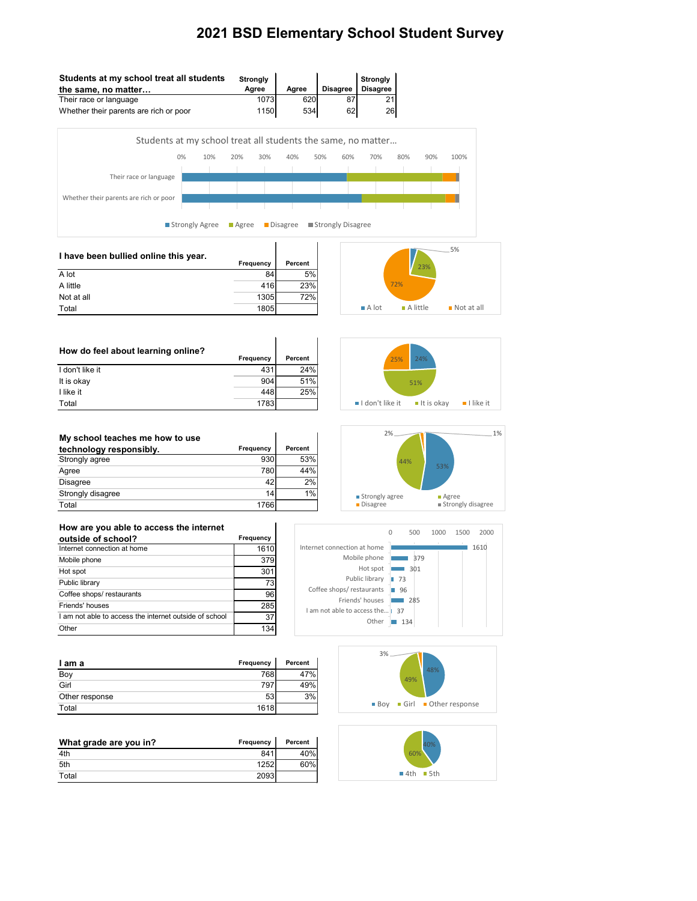# 2021 BSD Elementary School Student Survey

| Students at my school treat all students the same, no matter… | Strongly Agree | Agree | Disagree | Strongly Disagree |
|---|---|---|---|---|
| Their race or language | 1073 | 620 | 87 | 21 |
| Whether their parents are rich or poor | 1150 | 534 | 62 | 26 |

Students at my school treat all students the same, no matter…

0% 10% 20% 30% 40% 50% 60% 70% 80% 90% 100%

Their race or language

Whether their parents are rich or poor

Strongly Agree Agree Disagree Strongly Disagree

| I have been bullied online this year. | Frequency | Percent |
|---|---|---|
| A lot | 84 | 5% |
| A little | 416 | 23% |
| Not at all | 1305 | 72% |
| Total | 1805 | |

5% 23% 72%

A lot A little Not at all

| How do feel about learning online? | Frequency | Percent |
|---|---|---|
| I don't like it | 431 | 24% |
| It is okay | 904 | 51% |
| I like it | 448 | 25% |
| Total | 1783 | |

25% 24% 51%

I don't like it It is okay I like it

| My school teaches me how to use technology responsibly. | Frequency | Percent |
|---|---|---|
| Strongly agree | 930 | 53% |
| Agree | 780 | 44% |
| Disagree | 42 | 2% |
| Strongly disagree | 14 | 1% |
| Total | 1766 | |

2% 1% 44% 53%

Strongly agree Agree Disagree Strongly disagree

| How are you able to access the internet outside of school? | Frequency |
|---|---|
| Internet connection at home | 1610 |
| Mobile phone | 379 |
| Hot spot | 301 |
| Public library | 73 |
| Coffee shops/ restaurants | 96 |
| Friends' houses | 285 |
| I am not able to access the internet outside of school | 37 |
| Other | 134 |

0 500 1000 1500 2000

Internet connection at home 1610
Mobile phone 379
Hot spot 301
Public library 73
Coffee shops/ restaurants 96
Friends' houses 285
I am not able to access the... 37
Other 134

| I am a | Frequency | Percent |
|---|---|---|
| Boy | 768 | 47% |
| Girl | 797 | 49% |
| Other response | 53 | 3% |
| Total | 1618 | |

3% 48% 49%

Boy Girl Other response

| What grade are you in? | Frequency | Percent |
|---|---|---|
| 4th | 841 | 40% |
| 5th | 1252 | 60% |
| Total | 2093 | |

40% 60%

4th 5th